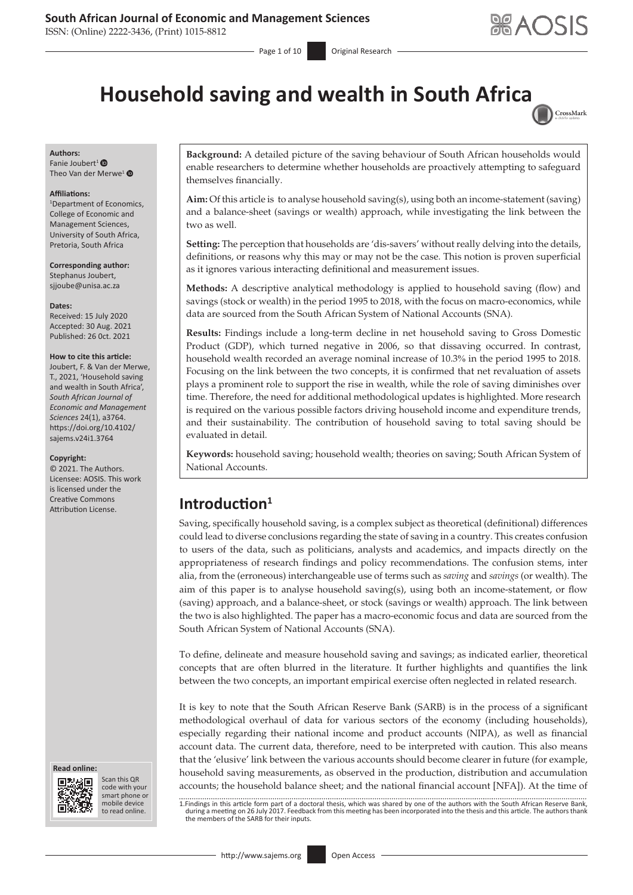# Household saving and wealth in South Africa

**Authors:**
Fanie Joubert[1]
Theo Van der Merwe[1]

**Affiliations:**
[1]Department of Economics, College of Economic and Management Sciences, University of South Africa, Pretoria, South Africa

**Corresponding author:**
Stephanus Joubert,
sjjoube@unisa.ac.za

**Dates:**
Received: 15 July 2020
Accepted: 30 Aug. 2021
Published: 26 Oct. 2021

**How to cite this article:**
Joubert, F. & Van der Merwe, T., 2021, 'Household saving and wealth in South Africa', *South African Journal of Economic and Management Sciences* 24(1), a3764. https://doi.org/10.4102/sajems.v24i1.3764

**Copyright:**
© 2021. The Authors. Licensee: AOSIS. This work is licensed under the Creative Commons Attribution License.

**Background:** A detailed picture of the saving behaviour of South African households would enable researchers to determine whether households are proactively attempting to safeguard themselves financially.

**Aim:** Of this article is to analyse household saving(s), using both an income-statement (saving) and a balance-sheet (savings or wealth) approach, while investigating the link between the two as well.

**Setting:** The perception that households are 'dis-savers' without really delving into the details, definitions, or reasons why this may or may not be the case. This notion is proven superficial as it ignores various interacting definitional and measurement issues.

**Methods:** A descriptive analytical methodology is applied to household saving (flow) and savings (stock or wealth) in the period 1995 to 2018, with the focus on macro-economics, while data are sourced from the South African System of National Accounts (SNA).

**Results:** Findings include a long-term decline in net household saving to Gross Domestic Product (GDP), which turned negative in 2006, so that dissaving occurred. In contrast, household wealth recorded an average nominal increase of 10.3% in the period 1995 to 2018. Focusing on the link between the two concepts, it is confirmed that net revaluation of assets plays a prominent role to support the rise in wealth, while the role of saving diminishes over time. Therefore, the need for additional methodological updates is highlighted. More research is required on the various possible factors driving household income and expenditure trends, and their sustainability. The contribution of household saving to total saving should be evaluated in detail.

**Keywords:** household saving; household wealth; theories on saving; South African System of National Accounts.

## Introduction[1]

Saving, specifically household saving, is a complex subject as theoretical (definitional) differences could lead to diverse conclusions regarding the state of saving in a country. This creates confusion to users of the data, such as politicians, analysts and academics, and impacts directly on the appropriateness of research findings and policy recommendations. The confusion stems, inter alia, from the (erroneous) interchangeable use of terms such as *saving* and *savings* (or wealth). The aim of this paper is to analyse household saving(s), using both an income-statement, or flow (saving) approach, and a balance-sheet, or stock (savings or wealth) approach. The link between the two is also highlighted. The paper has a macro-economic focus and data are sourced from the South African System of National Accounts (SNA).

To define, delineate and measure household saving and savings; as indicated earlier, theoretical concepts that are often blurred in the literature. It further highlights and quantifies the link between the two concepts, an important empirical exercise often neglected in related research.

It is key to note that the South African Reserve Bank (SARB) is in the process of a significant methodological overhaul of data for various sectors of the economy (including households), especially regarding their national income and product accounts (NIPA), as well as financial account data. The current data, therefore, need to be interpreted with caution. This also means that the 'elusive' link between the various accounts should become clearer in future (for example, household saving measurements, as observed in the production, distribution and accumulation accounts; the household balance sheet; and the national financial account [NFA]). At the time of

1.Findings in this article form part of a doctoral thesis, which was shared by one of the authors with the South African Reserve Bank, during a meeting on 26 July 2017. Feedback from this meeting has been incorporated into the thesis and this article. The authors thank the members of the SARB for their inputs.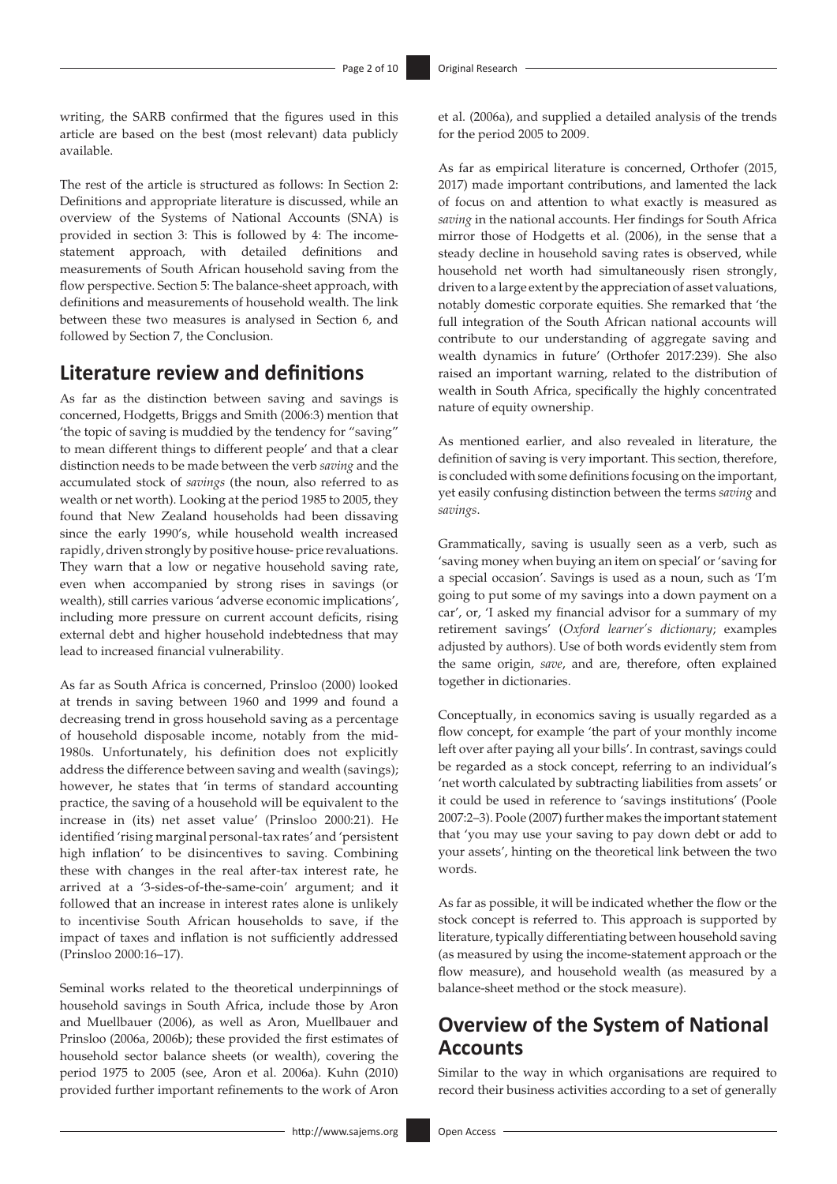writing, the SARB confirmed that the figures used in this article are based on the best (most relevant) data publicly available.

The rest of the article is structured as follows: In Section 2: Definitions and appropriate literature is discussed, while an overview of the Systems of National Accounts (SNA) is provided in section 3: This is followed by 4: The income-statement approach, with detailed definitions and measurements of South African household saving from the flow perspective. Section 5: The balance-sheet approach, with definitions and measurements of household wealth. The link between these two measures is analysed in Section 6, and followed by Section 7, the Conclusion.

## Literature review and definitions

As far as the distinction between saving and savings is concerned, Hodgetts, Briggs and Smith (2006:3) mention that 'the topic of saving is muddied by the tendency for "saving" to mean different things to different people' and that a clear distinction needs to be made between the verb *saving* and the accumulated stock of *savings* (the noun, also referred to as wealth or net worth). Looking at the period 1985 to 2005, they found that New Zealand households had been dissaving since the early 1990's, while household wealth increased rapidly, driven strongly by positive house- price revaluations. They warn that a low or negative household saving rate, even when accompanied by strong rises in savings (or wealth), still carries various 'adverse economic implications', including more pressure on current account deficits, rising external debt and higher household indebtedness that may lead to increased financial vulnerability.

As far as South Africa is concerned, Prinsloo (2000) looked at trends in saving between 1960 and 1999 and found a decreasing trend in gross household saving as a percentage of household disposable income, notably from the mid-1980s. Unfortunately, his definition does not explicitly address the difference between saving and wealth (savings); however, he states that 'in terms of standard accounting practice, the saving of a household will be equivalent to the increase in (its) net asset value' (Prinsloo 2000:21). He identified 'rising marginal personal-tax rates' and 'persistent high inflation' to be disincentives to saving. Combining these with changes in the real after-tax interest rate, he arrived at a '3-sides-of-the-same-coin' argument; and it followed that an increase in interest rates alone is unlikely to incentivise South African households to save, if the impact of taxes and inflation is not sufficiently addressed (Prinsloo 2000:16–17).

Seminal works related to the theoretical underpinnings of household savings in South Africa, include those by Aron and Muellbauer (2006), as well as Aron, Muellbauer and Prinsloo (2006a, 2006b); these provided the first estimates of household sector balance sheets (or wealth), covering the period 1975 to 2005 (see, Aron et al. 2006a). Kuhn (2010) provided further important refinements to the work of Aron et al. (2006a), and supplied a detailed analysis of the trends for the period 2005 to 2009.

As far as empirical literature is concerned, Orthofer (2015, 2017) made important contributions, and lamented the lack of focus on and attention to what exactly is measured as *saving* in the national accounts. Her findings for South Africa mirror those of Hodgetts et al. (2006), in the sense that a steady decline in household saving rates is observed, while household net worth had simultaneously risen strongly, driven to a large extent by the appreciation of asset valuations, notably domestic corporate equities. She remarked that 'the full integration of the South African national accounts will contribute to our understanding of aggregate saving and wealth dynamics in future' (Orthofer 2017:239). She also raised an important warning, related to the distribution of wealth in South Africa, specifically the highly concentrated nature of equity ownership.

As mentioned earlier, and also revealed in literature, the definition of saving is very important. This section, therefore, is concluded with some definitions focusing on the important, yet easily confusing distinction between the terms *saving* and *savings*.

Grammatically, saving is usually seen as a verb, such as 'saving money when buying an item on special' or 'saving for a special occasion'. Savings is used as a noun, such as 'I'm going to put some of my savings into a down payment on a car', or, 'I asked my financial advisor for a summary of my retirement savings' (*Oxford learner's dictionary*; examples adjusted by authors). Use of both words evidently stem from the same origin, *save*, and are, therefore, often explained together in dictionaries.

Conceptually, in economics saving is usually regarded as a flow concept, for example 'the part of your monthly income left over after paying all your bills'. In contrast, savings could be regarded as a stock concept, referring to an individual's 'net worth calculated by subtracting liabilities from assets' or it could be used in reference to 'savings institutions' (Poole 2007:2–3). Poole (2007) further makes the important statement that 'you may use your saving to pay down debt or add to your assets', hinting on the theoretical link between the two words.

As far as possible, it will be indicated whether the flow or the stock concept is referred to. This approach is supported by literature, typically differentiating between household saving (as measured by using the income-statement approach or the flow measure), and household wealth (as measured by a balance-sheet method or the stock measure).

## Overview of the System of National Accounts

Similar to the way in which organisations are required to record their business activities according to a set of generally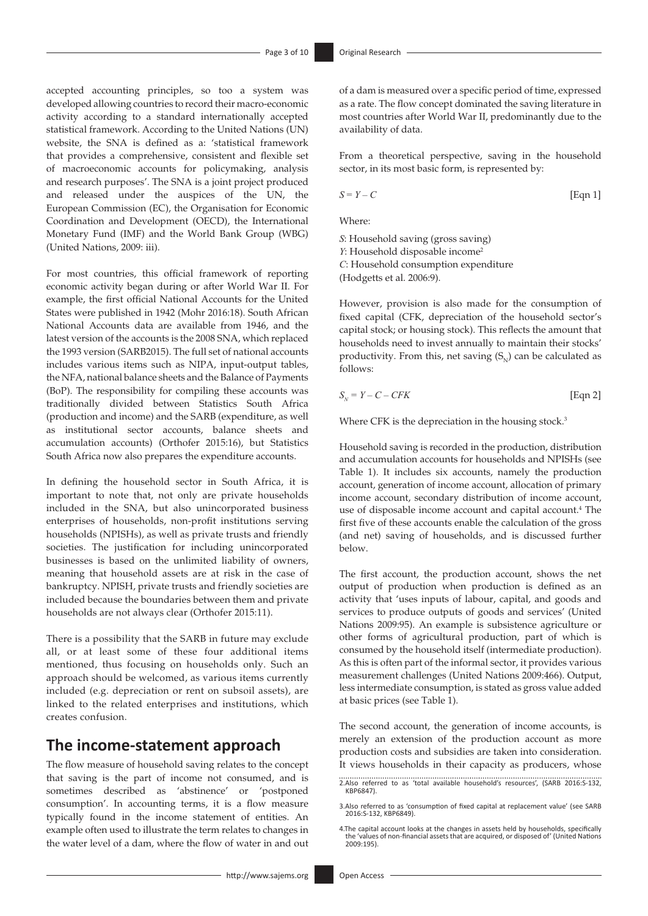accepted accounting principles, so too a system was developed allowing countries to record their macro-economic activity according to a standard internationally accepted statistical framework. According to the United Nations (UN) website, the SNA is defined as a: 'statistical framework that provides a comprehensive, consistent and flexible set of macroeconomic accounts for policymaking, analysis and research purposes'. The SNA is a joint project produced and released under the auspices of the UN, the European Commission (EC), the Organisation for Economic Coordination and Development (OECD), the International Monetary Fund (IMF) and the World Bank Group (WBG) (United Nations, 2009: iii).

For most countries, this official framework of reporting economic activity began during or after World War II. For example, the first official National Accounts for the United States were published in 1942 (Mohr 2016:18). South African National Accounts data are available from 1946, and the latest version of the accounts is the 2008 SNA, which replaced the 1993 version (SARB2015). The full set of national accounts includes various items such as NIPA, input-output tables, the NFA, national balance sheets and the Balance of Payments (BoP). The responsibility for compiling these accounts was traditionally divided between Statistics South Africa (production and income) and the SARB (expenditure, as well as institutional sector accounts, balance sheets and accumulation accounts) (Orthofer 2015:16), but Statistics South Africa now also prepares the expenditure accounts.

In defining the household sector in South Africa, it is important to note that, not only are private households included in the SNA, but also unincorporated business enterprises of households, non-profit institutions serving households (NPISHs), as well as private trusts and friendly societies. The justification for including unincorporated businesses is based on the unlimited liability of owners, meaning that household assets are at risk in the case of bankruptcy. NPISH, private trusts and friendly societies are included because the boundaries between them and private households are not always clear (Orthofer 2015:11).

There is a possibility that the SARB in future may exclude all, or at least some of these four additional items mentioned, thus focusing on households only. Such an approach should be welcomed, as various items currently included (e.g. depreciation or rent on subsoil assets), are linked to the related enterprises and institutions, which creates confusion.

## The income-statement approach

The flow measure of household saving relates to the concept that saving is the part of income not consumed, and is sometimes described as 'abstinence' or 'postponed consumption'. In accounting terms, it is a flow measure typically found in the income statement of entities. An example often used to illustrate the term relates to changes in the water level of a dam, where the flow of water in and out of a dam is measured over a specific period of time, expressed as a rate. The flow concept dominated the saving literature in most countries after World War II, predominantly due to the availability of data.

From a theoretical perspective, saving in the household sector, in its most basic form, is represented by:

$$S = Y - C \qquad \text{[Eqn 1]}$$

Where:

$S$: Household saving (gross saving)
$Y$: Household disposable income[2]
$C$: Household consumption expenditure
(Hodgetts et al. 2006:9).

However, provision is also made for the consumption of fixed capital (CFK, depreciation of the household sector's capital stock; or housing stock). This reflects the amount that households need to invest annually to maintain their stocks' productivity. From this, net saving ($S_N$) can be calculated as follows:

$$S_N = Y - C - CFK \qquad \text{[Eqn 2]}$$

Where CFK is the depreciation in the housing stock.[3]

Household saving is recorded in the production, distribution and accumulation accounts for households and NPISHs (see Table 1). It includes six accounts, namely the production account, generation of income account, allocation of primary income account, secondary distribution of income account, use of disposable income account and capital account.[4] The first five of these accounts enable the calculation of the gross (and net) saving of households, and is discussed further below.

The first account, the production account, shows the net output of production when production is defined as an activity that 'uses inputs of labour, capital, and goods and services to produce outputs of goods and services' (United Nations 2009:95). An example is subsistence agriculture or other forms of agricultural production, part of which is consumed by the household itself (intermediate production). As this is often part of the informal sector, it provides various measurement challenges (United Nations 2009:466). Output, less intermediate consumption, is stated as gross value added at basic prices (see Table 1).

The second account, the generation of income accounts, is merely an extension of the production account as more production costs and subsidies are taken into consideration. It views households in their capacity as producers, whose

2. Also referred to as 'total available household's resources', (SARB 2016:S-132, KBP6847).

3. Also referred to as 'consumption of fixed capital at replacement value' (see SARB 2016:S-132, KBP6849).

4. The capital account looks at the changes in assets held by households, specifically the 'values of non-financial assets that are acquired, or disposed of' (United Nations 2009:195).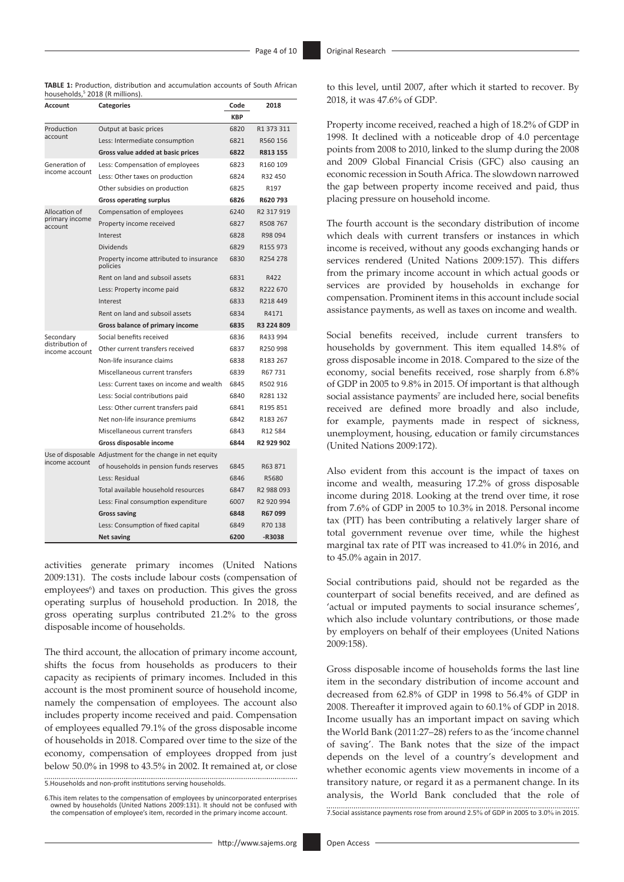**TABLE 1:** Production, distribution and accumulation accounts of South African households,[5] 2018 (R millions).

| Account | Categories | Code | 2018 |
|---|---|---|---|
| | | **KBP** | |
| Production account | Output at basic prices | 6820 | R1 373 311 |
| | Less: Intermediate consumption | 6821 | R560 156 |
| | **Gross value added at basic prices** | **6822** | **R813 155** |
| Generation of income account | Less: Compensation of employees | 6823 | R160 109 |
| | Less: Other taxes on production | 6824 | R32 450 |
| | Other subsidies on production | 6825 | R197 |
| | **Gross operating surplus** | **6826** | **R620 793** |
| Allocation of primary income account | Compensation of employees | 6240 | R2 317 919 |
| | Property income received | 6827 | R508 767 |
| | Interest | 6828 | R98 094 |
| | Dividends | 6829 | R155 973 |
| | Property income attributed to insurance policies | 6830 | R254 278 |
| | Rent on land and subsoil assets | 6831 | R422 |
| | Less: Property income paid | 6832 | R222 670 |
| | Interest | 6833 | R218 449 |
| | Rent on land and subsoil assets | 6834 | R4171 |
| | **Gross balance of primary income** | **6835** | **R3 224 809** |
| Secondary distribution of income account | Social benefits received | 6836 | R433 994 |
| | Other current transfers received | 6837 | R250 998 |
| | Non-life insurance claims | 6838 | R183 267 |
| | Miscellaneous current transfers | 6839 | R67 731 |
| | Less: Current taxes on income and wealth | 6845 | R502 916 |
| | Less: Social contributions paid | 6840 | R281 132 |
| | Less: Other current transfers paid | 6841 | R195 851 |
| | Net non-life insurance premiums | 6842 | R183 267 |
| | Miscellaneous current transfers | 6843 | R12 584 |
| | **Gross disposable income** | **6844** | **R2 929 902** |
| Use of disposable income account | Adjustment for the change in net equity of households in pension funds reserves | 6845 | R63 871 |
| | Less: Residual | 6846 | R5680 |
| | Total available household resources | 6847 | R2 988 093 |
| | Less: Final consumption expenditure | 6007 | R2 920 994 |
| | **Gross saving** | **6848** | **R67 099** |
| | Less: Consumption of fixed capital | 6849 | R70 138 |
| | **Net saving** | **6200** | **-R3038** |

activities generate primary incomes (United Nations 2009:131). The costs include labour costs (compensation of employees[6]) and taxes on production. This gives the gross operating surplus of household production. In 2018, the gross operating surplus contributed 21.2% to the gross disposable income of households.

The third account, the allocation of primary income account, shifts the focus from households as producers to their capacity as recipients of primary incomes. Included in this account is the most prominent source of household income, namely the compensation of employees. The account also includes property income received and paid. Compensation of employees equalled 79.1% of the gross disposable income of households in 2018. Compared over time to the size of the economy, compensation of employees dropped from just below 50.0% in 1998 to 43.5% in 2002. It remained at, or close to this level, until 2007, after which it started to recover. By 2018, it was 47.6% of GDP.

Property income received, reached a high of 18.2% of GDP in 1998. It declined with a noticeable drop of 4.0 percentage points from 2008 to 2010, linked to the slump during the 2008 and 2009 Global Financial Crisis (GFC) also causing an economic recession in South Africa. The slowdown narrowed the gap between property income received and paid, thus placing pressure on household income.

The fourth account is the secondary distribution of income which deals with current transfers or instances in which income is received, without any goods exchanging hands or services rendered (United Nations 2009:157). This differs from the primary income account in which actual goods or services are provided by households in exchange for compensation. Prominent items in this account include social assistance payments, as well as taxes on income and wealth.

Social benefits received, include current transfers to households by government. This item equalled 14.8% of gross disposable income in 2018. Compared to the size of the economy, social benefits received, rose sharply from 6.8% of GDP in 2005 to 9.8% in 2015. Of important is that although social assistance payments[7] are included here, social benefits received are defined more broadly and also include, for example, payments made in respect of sickness, unemployment, housing, education or family circumstances (United Nations 2009:172).

Also evident from this account is the impact of taxes on income and wealth, measuring 17.2% of gross disposable income during 2018. Looking at the trend over time, it rose from 7.6% of GDP in 2005 to 10.3% in 2018. Personal income tax (PIT) has been contributing a relatively larger share of total government revenue over time, while the highest marginal tax rate of PIT was increased to 41.0% in 2016, and to 45.0% again in 2017.

Social contributions paid, should not be regarded as the counterpart of social benefits received, and are defined as 'actual or imputed payments to social insurance schemes', which also include voluntary contributions, or those made by employers on behalf of their employees (United Nations 2009:158).

Gross disposable income of households forms the last line item in the secondary distribution of income account and decreased from 62.8% of GDP in 1998 to 56.4% of GDP in 2008. Thereafter it improved again to 60.1% of GDP in 2018. Income usually has an important impact on saving which the World Bank (2011:27–28) refers to as the 'income channel of saving'. The Bank notes that the size of the impact depends on the level of a country's development and whether economic agents view movements in income of a transitory nature, or regard it as a permanent change. In its analysis, the World Bank concluded that the role of

5. Households and non-profit institutions serving households.

6. This item relates to the compensation of employees by unincorporated enterprises owned by households (United Nations 2009:131). It should not be confused with the compensation of employee's item, recorded in the primary income account.

7. Social assistance payments rose from around 2.5% of GDP in 2005 to 3.0% in 2015.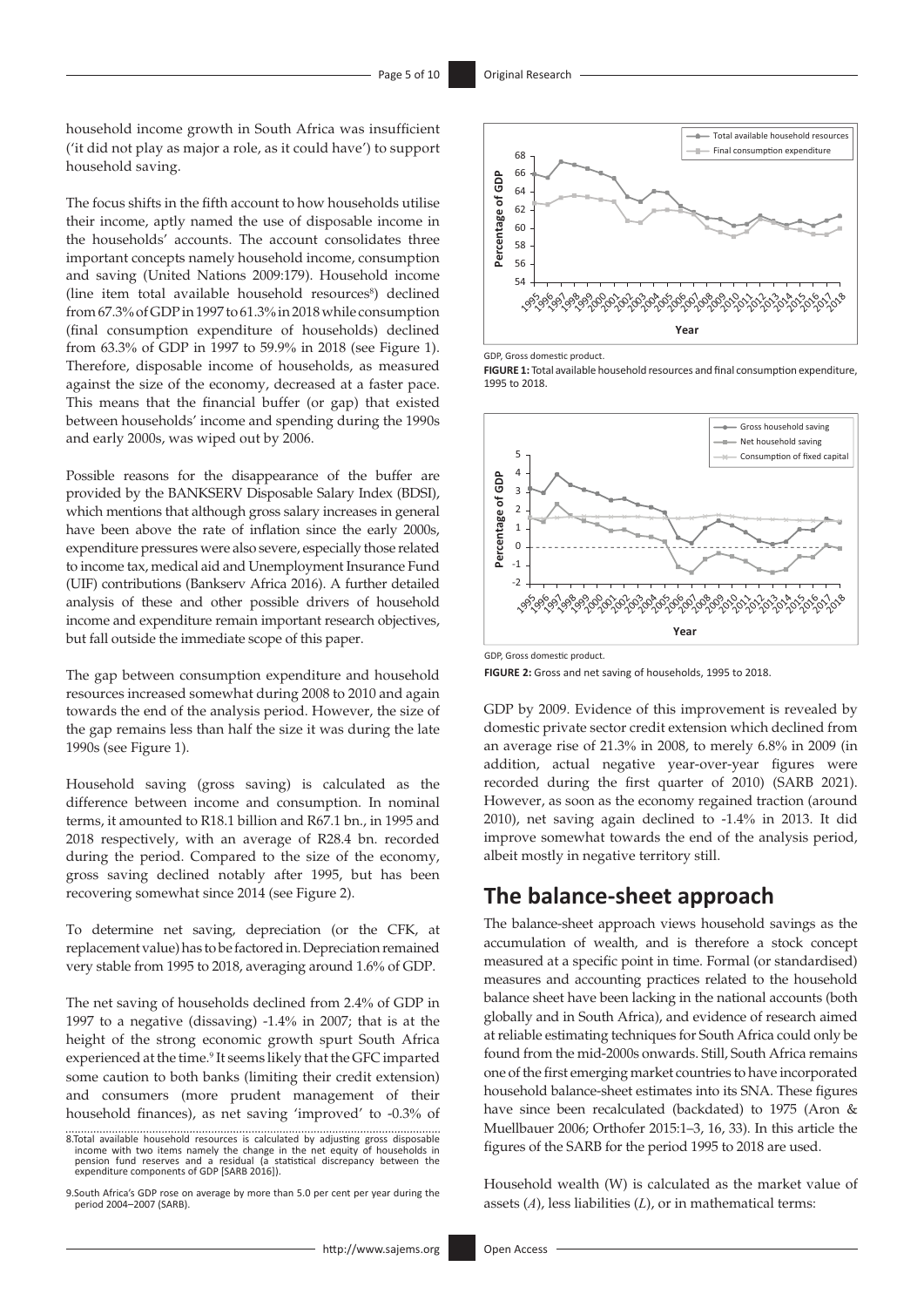household income growth in South Africa was insufficient ('it did not play as major a role, as it could have') to support household saving.

The focus shifts in the fifth account to how households utilise their income, aptly named the use of disposable income in the households' accounts. The account consolidates three important concepts namely household income, consumption and saving (United Nations 2009:179). Household income (line item total available household resources[8]) declined from 67.3% of GDP in 1997 to 61.3% in 2018 while consumption (final consumption expenditure of households) declined from 63.3% of GDP in 1997 to 59.9% in 2018 (see Figure 1). Therefore, disposable income of households, as measured against the size of the economy, decreased at a faster pace. This means that the financial buffer (or gap) that existed between households' income and spending during the 1990s and early 2000s, was wiped out by 2006.

Possible reasons for the disappearance of the buffer are provided by the BANKSERV Disposable Salary Index (BDSI), which mentions that although gross salary increases in general have been above the rate of inflation since the early 2000s, expenditure pressures were also severe, especially those related to income tax, medical aid and Unemployment Insurance Fund (UIF) contributions (Bankserv Africa 2016). A further detailed analysis of these and other possible drivers of household income and expenditure remain important research objectives, but fall outside the immediate scope of this paper.

The gap between consumption expenditure and household resources increased somewhat during 2008 to 2010 and again towards the end of the analysis period. However, the size of the gap remains less than half the size it was during the late 1990s (see Figure 1).

Household saving (gross saving) is calculated as the difference between income and consumption. In nominal terms, it amounted to R18.1 billion and R67.1 bn., in 1995 and 2018 respectively, with an average of R28.4 bn. recorded during the period. Compared to the size of the economy, gross saving declined notably after 1995, but has been recovering somewhat since 2014 (see Figure 2).

To determine net saving, depreciation (or the CFK, at replacement value) has to be factored in. Depreciation remained very stable from 1995 to 2018, averaging around 1.6% of GDP.

The net saving of households declined from 2.4% of GDP in 1997 to a negative (dissaving) -1.4% in 2007; that is at the height of the strong economic growth spurt South Africa experienced at the time.[9] It seems likely that the GFC imparted some caution to both banks (limiting their credit extension) and consumers (more prudent management of their household finances), as net saving 'improved' to -0.3% of GDP by 2009. Evidence of this improvement is revealed by domestic private sector credit extension which declined from an average rise of 21.3% in 2008, to merely 6.8% in 2009 (in addition, actual negative year-over-year figures were recorded during the first quarter of 2010) (SARB 2021). However, as soon as the economy regained traction (around 2010), net saving again declined to -1.4% in 2013. It did improve somewhat towards the end of the analysis period, albeit mostly in negative territory still.

GDP, Gross domestic product.

**FIGURE 1:** Total available household resources and final consumption expenditure, 1995 to 2018.

GDP, Gross domestic product.

**FIGURE 2:** Gross and net saving of households, 1995 to 2018.

## The balance-sheet approach

The balance-sheet approach views household savings as the accumulation of wealth, and is therefore a stock concept measured at a specific point in time. Formal (or standardised) measures and accounting practices related to the household balance sheet have been lacking in the national accounts (both globally and in South Africa), and evidence of research aimed at reliable estimating techniques for South Africa could only be found from the mid-2000s onwards. Still, South Africa remains one of the first emerging market countries to have incorporated household balance-sheet estimates into its SNA. These figures have since been recalculated (backdated) to 1975 (Aron & Muellbauer 2006; Orthofer 2015:1–3, 16, 33). In this article the figures of the SARB for the period 1995 to 2018 are used.

Household wealth (W) is calculated as the market value of assets ($A$), less liabilities ($L$), or in mathematical terms:

8. Total available household resources is calculated by adjusting gross disposable income with two items namely the change in the net equity of households in pension fund reserves and a residual (a statistical discrepancy between the expenditure components of GDP [SARB 2016]).

9. South Africa's GDP rose on average by more than 5.0 per cent per year during the period 2004–2007 (SARB).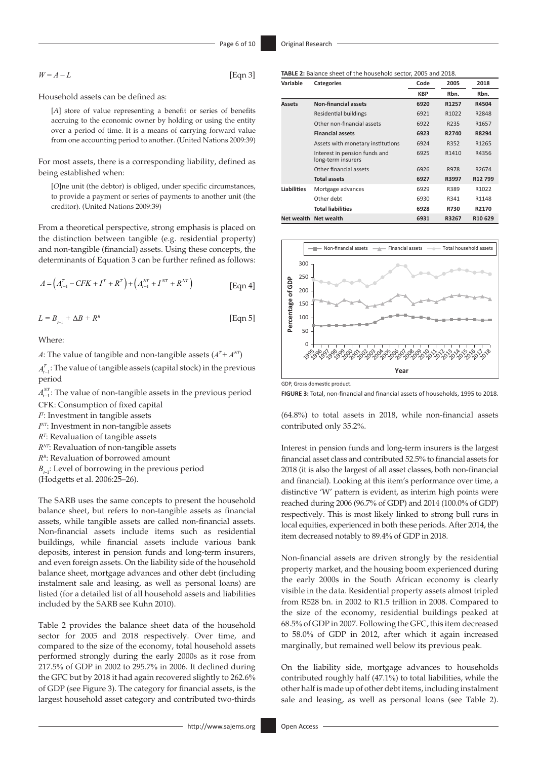$$W = A - L \quad \text{[Eqn 3]}$$

Household assets can be defined as:

> [*A*] store of value representing a benefit or series of benefits accruing to the economic owner by holding or using the entity over a period of time. It is a means of carrying forward value from one accounting period to another. (United Nations 2009:39)

For most assets, there is a corresponding liability, defined as being established when:

> [*O*]ne unit (the debtor) is obliged, under specific circumstances, to provide a payment or series of payments to another unit (the creditor). (United Nations 2009:39)

From a theoretical perspective, strong emphasis is placed on the distinction between tangible (e.g. residential property) and non-tangible (financial) assets. Using these concepts, the determinants of Equation 3 can be further refined as follows:

$$A = \left(A_{t-1}^{T} - CFK + I^{T} + R^{T}\right) + \left(A_{t-1}^{NT} + I^{NT} + R^{NT}\right) \quad \text{[Eqn 4]}$$

$$L = B_{t-1} + \Delta B + R^{B} \quad \text{[Eqn 5]}$$

Where:

$A$: The value of tangible and non-tangible assets ($A^{T} + A^{NT}$)

$A_{t-1}^{T}$: The value of tangible assets (capital stock) in the previous period

$A_{t-1}^{NT}$: The value of non-tangible assets in the previous period

CFK: Consumption of fixed capital

$I^{T}$: Investment in tangible assets

$I^{NT}$: Investment in non-tangible assets

$R^{T}$: Revaluation of tangible assets

$R^{NT}$: Revaluation of non-tangible assets

$R^{B}$: Revaluation of borrowed amount

$B_{t-1}$: Level of borrowing in the previous period

(Hodgetts et al. 2006:25–26).

The SARB uses the same concepts to present the household balance sheet, but refers to non-tangible assets as financial assets, while tangible assets are called non-financial assets. Non-financial assets include items such as residential buildings, while financial assets include various bank deposits, interest in pension funds and long-term insurers, and even foreign assets. On the liability side of the household balance sheet, mortgage advances and other debt (including instalment sale and leasing, as well as personal loans) are listed (for a detailed list of all household assets and liabilities included by the SARB see Kuhn 2010).

Table 2 provides the balance sheet data of the household sector for 2005 and 2018 respectively. Over time, and compared to the size of the economy, total household assets performed strongly during the early 2000s as it rose from 217.5% of GDP in 2002 to 295.7% in 2006. It declined during the GFC but by 2018 it had again recovered slightly to 262.6% of GDP (see Figure 3). The category for financial assets, is the largest household asset category and contributed two-thirds (64.8%) to total assets in 2018, while non-financial assets contributed only 35.2%.

**TABLE 2:** Balance sheet of the household sector, 2005 and 2018.

| Variable | Categories | Code | 2005 | 2018 |
|---|---|---|---|---|
| | | KBP | Rbn. | Rbn. |
| **Assets** | **Non-financial assets** | **6920** | **R1257** | **R4504** |
| | Residential buildings | 6921 | R1022 | R2848 |
| | Other non-financial assets | 6922 | R235 | R1657 |
| | **Financial assets** | **6923** | **R2740** | **R8294** |
| | Assets with monetary institutions | 6924 | R352 | R1265 |
| | Interest in pension funds and long-term insurers | 6925 | R1410 | R4356 |
| | Other financial assets | 6926 | R978 | R2674 |
| | **Total assets** | **6927** | **R3997** | **R12 799** |
| **Liabilities** | Mortgage advances | 6929 | R389 | R1022 |
| | Other debt | 6930 | R341 | R1148 |
| | **Total liabilities** | **6928** | **R730** | **R2170** |
| **Net wealth** | **Net wealth** | **6931** | **R3267** | **R10 629** |

GDP, Gross domestic product.

**FIGURE 3:** Total, non-financial and financial assets of households, 1995 to 2018.

Interest in pension funds and long-term insurers is the largest financial asset class and contributed 52.5% to financial assets for 2018 (it is also the largest of all asset classes, both non-financial and financial). Looking at this item's performance over time, a distinctive 'W' pattern is evident, as interim high points were reached during 2006 (96.7% of GDP) and 2014 (100.0% of GDP) respectively. This is most likely linked to strong bull runs in local equities, experienced in both these periods. After 2014, the item decreased notably to 89.4% of GDP in 2018.

Non-financial assets are driven strongly by the residential property market, and the housing boom experienced during the early 2000s in the South African economy is clearly visible in the data. Residential property assets almost tripled from R528 bn. in 2002 to R1.5 trillion in 2008. Compared to the size of the economy, residential buildings peaked at 68.5% of GDP in 2007. Following the GFC, this item decreased to 58.0% of GDP in 2012, after which it again increased marginally, but remained well below its previous peak.

On the liability side, mortgage advances to households contributed roughly half (47.1%) to total liabilities, while the other half is made up of other debt items, including instalment sale and leasing, as well as personal loans (see Table 2).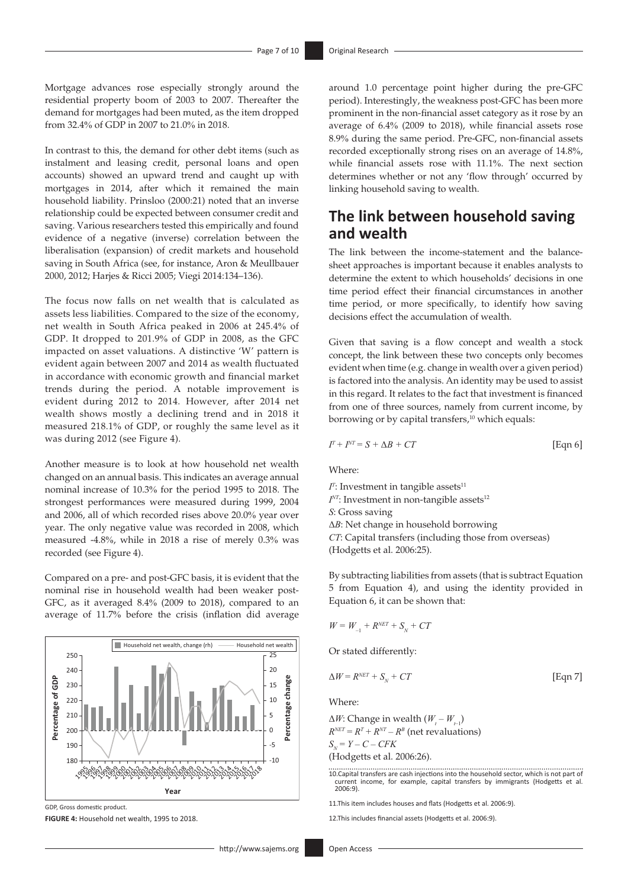Mortgage advances rose especially strongly around the residential property boom of 2003 to 2007. Thereafter the demand for mortgages had been muted, as the item dropped from 32.4% of GDP in 2007 to 21.0% in 2018.

In contrast to this, the demand for other debt items (such as instalment and leasing credit, personal loans and open accounts) showed an upward trend and caught up with mortgages in 2014, after which it remained the main household liability. Prinsloo (2000:21) noted that an inverse relationship could be expected between consumer credit and saving. Various researchers tested this empirically and found evidence of a negative (inverse) correlation between the liberalisation (expansion) of credit markets and household saving in South Africa (see, for instance, Aron & Meullbauer 2000, 2012; Harjes & Ricci 2005; Viegi 2014:134–136).

The focus now falls on net wealth that is calculated as assets less liabilities. Compared to the size of the economy, net wealth in South Africa peaked in 2006 at 245.4% of GDP. It dropped to 201.9% of GDP in 2008, as the GFC impacted on asset valuations. A distinctive 'W' pattern is evident again between 2007 and 2014 as wealth fluctuated in accordance with economic growth and financial market trends during the period. A notable improvement is evident during 2012 to 2014. However, after 2014 net wealth shows mostly a declining trend and in 2018 it measured 218.1% of GDP, or roughly the same level as it was during 2012 (see Figure 4).

Another measure is to look at how household net wealth changed on an annual basis. This indicates an average annual nominal increase of 10.3% for the period 1995 to 2018. The strongest performances were measured during 1999, 2004 and 2006, all of which recorded rises above 20.0% year over year. The only negative value was recorded in 2008, which measured -4.8%, while in 2018 a rise of merely 0.3% was recorded (see Figure 4).

Compared on a pre- and post-GFC basis, it is evident that the nominal rise in household wealth had been weaker post-GFC, as it averaged 8.4% (2009 to 2018), compared to an average of 11.7% before the crisis (inflation did average around 1.0 percentage point higher during the pre-GFC period). Interestingly, the weakness post-GFC has been more prominent in the non-financial asset category as it rose by an average of 6.4% (2009 to 2018), while financial assets rose 8.9% during the same period. Pre-GFC, non-financial assets recorded exceptionally strong rises on an average of 14.8%, while financial assets rose with 11.1%. The next section determines whether or not any 'flow through' occurred by linking household saving to wealth.

GDP, Gross domestic product.

**FIGURE 4:** Household net wealth, 1995 to 2018.

## The link between household saving and wealth

The link between the income-statement and the balance-sheet approaches is important because it enables analysts to determine the extent to which households' decisions in one time period effect their financial circumstances in another time period, or more specifically, to identify how saving decisions effect the accumulation of wealth.

Given that saving is a flow concept and wealth a stock concept, the link between these two concepts only becomes evident when time (e.g. change in wealth over a given period) is factored into the analysis. An identity may be used to assist in this regard. It relates to the fact that investment is financed from one of three sources, namely from current income, by borrowing or by capital transfers,[10] which equals:

$$I^T + I^{NT} = S + \Delta B + CT \quad \text{[Eqn 6]}$$

Where:

$I^T$: Investment in tangible assets[11]
$I^{NT}$: Investment in non-tangible assets[12]
$S$: Gross saving
$\Delta B$: Net change in household borrowing
$CT$: Capital transfers (including those from overseas)
(Hodgetts et al. 2006:25).

By subtracting liabilities from assets (that is subtract Equation 5 from Equation 4), and using the identity provided in Equation 6, it can be shown that:

$$W = W_{-1} + R^{NET} + S_N + CT$$

Or stated differently:

$$\Delta W = R^{NET} + S_N + CT \quad \text{[Eqn 7]}$$

Where:

$\Delta W$: Change in wealth $(W_t - W_{t-1})$
$R^{NET} = R^T + R^{NT} - R^B$ (net revaluations)
$S_N = Y - C - CFK$
(Hodgetts et al. 2006:26).

10. Capital transfers are cash injections into the household sector, which is not part of current income, for example, capital transfers by immigrants (Hodgetts et al. 2006:9).

11. This item includes houses and flats (Hodgetts et al. 2006:9).

12. This includes financial assets (Hodgetts et al. 2006:9).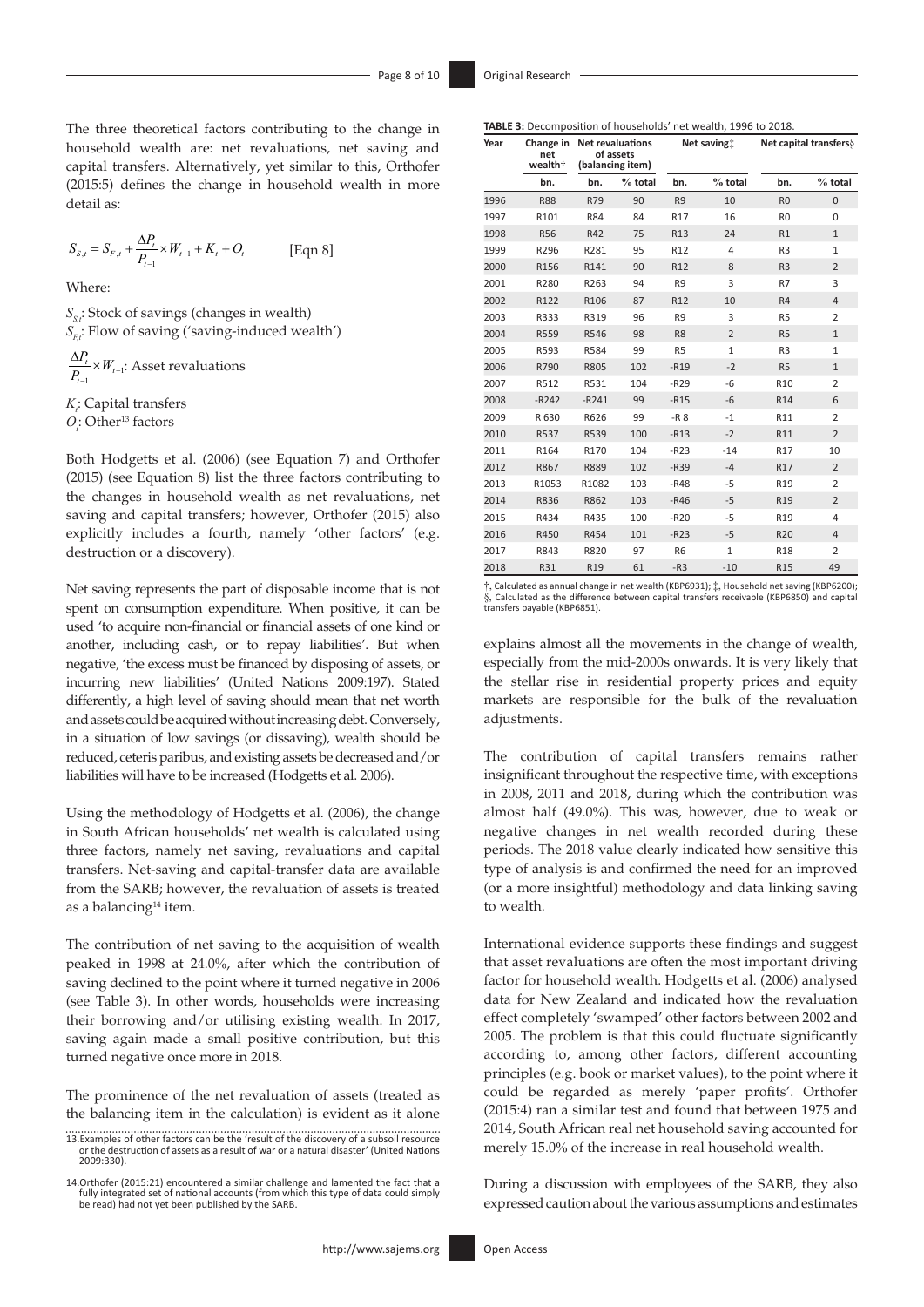The three theoretical factors contributing to the change in household wealth are: net revaluations, net saving and capital transfers. Alternatively, yet similar to this, Orthofer (2015:5) defines the change in household wealth in more detail as:

$$S_{S,t} = S_{F,t} + \frac{\Delta P_t}{P_{t-1}} \times W_{t-1} + K_t + O_t \qquad \text{[Eqn 8]}$$

Where:

$S_{S,t}$: Stock of savings (changes in wealth)
$S_{F,t}$: Flow of saving ('saving-induced wealth')

$\frac{\Delta P_t}{P_{t-1}} \times W_{t-1}$: Asset revaluations

$K_t$: Capital transfers
$O_t$: Other[13] factors

Both Hodgetts et al. (2006) (see Equation 7) and Orthofer (2015) (see Equation 8) list the three factors contributing to the changes in household wealth as net revaluations, net saving and capital transfers; however, Orthofer (2015) also explicitly includes a fourth, namely 'other factors' (e.g. destruction or a discovery).

Net saving represents the part of disposable income that is not spent on consumption expenditure. When positive, it can be used 'to acquire non-financial or financial assets of one kind or another, including cash, or to repay liabilities'. But when negative, 'the excess must be financed by disposing of assets, or incurring new liabilities' (United Nations 2009:197). Stated differently, a high level of saving should mean that net worth and assets could be acquired without increasing debt. Conversely, in a situation of low savings (or dissaving), wealth should be reduced, ceteris paribus, and existing assets be decreased and/or liabilities will have to be increased (Hodgetts et al. 2006).

Using the methodology of Hodgetts et al. (2006), the change in South African households' net wealth is calculated using three factors, namely net saving, revaluations and capital transfers. Net-saving and capital-transfer data are available from the SARB; however, the revaluation of assets is treated as a balancing[14] item.

The contribution of net saving to the acquisition of wealth peaked in 1998 at 24.0%, after which the contribution of saving declined to the point where it turned negative in 2006 (see Table 3). In other words, households were increasing their borrowing and/or utilising existing wealth. In 2017, saving again made a small positive contribution, but this turned negative once more in 2018.

The prominence of the net revaluation of assets (treated as the balancing item in the calculation) is evident as it alone explains almost all the movements in the change of wealth, especially from the mid-2000s onwards. It is very likely that the stellar rise in residential property prices and equity markets are responsible for the bulk of the revaluation adjustments.

**TABLE 3:** Decomposition of households' net wealth, 1996 to 2018.

| Year | Change in net wealth† | Net revaluations of assets (balancing item) | | Net saving‡ | | Net capital transfers§ | |
|---|---|---|---|---|---|---|---|
| | bn. | bn. | % total | bn. | % total | bn. | % total |
| 1996 | R88 | R79 | 90 | R9 | 10 | R0 | 0 |
| 1997 | R101 | R84 | 84 | R17 | 16 | R0 | 0 |
| 1998 | R56 | R42 | 75 | R13 | 24 | R1 | 1 |
| 1999 | R296 | R281 | 95 | R12 | 4 | R3 | 1 |
| 2000 | R156 | R141 | 90 | R12 | 8 | R3 | 2 |
| 2001 | R280 | R263 | 94 | R9 | 3 | R7 | 3 |
| 2002 | R122 | R106 | 87 | R12 | 10 | R4 | 4 |
| 2003 | R333 | R319 | 96 | R9 | 3 | R5 | 2 |
| 2004 | R559 | R546 | 98 | R8 | 2 | R5 | 1 |
| 2005 | R593 | R584 | 99 | R5 | 1 | R3 | 1 |
| 2006 | R790 | R805 | 102 | -R19 | -2 | R5 | 1 |
| 2007 | R512 | R531 | 104 | -R29 | -6 | R10 | 2 |
| 2008 | -R242 | -R241 | 99 | -R15 | -6 | R14 | 6 |
| 2009 | R 630 | R626 | 99 | -R 8 | -1 | R11 | 2 |
| 2010 | R537 | R539 | 100 | -R13 | -2 | R11 | 2 |
| 2011 | R164 | R170 | 104 | -R23 | -14 | R17 | 10 |
| 2012 | R867 | R889 | 102 | -R39 | -4 | R17 | 2 |
| 2013 | R1053 | R1082 | 103 | -R48 | -5 | R19 | 2 |
| 2014 | R836 | R862 | 103 | -R46 | -5 | R19 | 2 |
| 2015 | R434 | R435 | 100 | -R20 | -5 | R19 | 4 |
| 2016 | R450 | R454 | 101 | -R23 | -5 | R20 | 4 |
| 2017 | R843 | R820 | 97 | R6 | 1 | R18 | 2 |
| 2018 | R31 | R19 | 61 | -R3 | -10 | R15 | 49 |

†, Calculated as annual change in net wealth (KBP6931); ‡, Household net saving (KBP6200); §, Calculated as the difference between capital transfers receivable (KBP6850) and capital transfers payable (KBP6851).

The contribution of capital transfers remains rather insignificant throughout the respective time, with exceptions in 2008, 2011 and 2018, during which the contribution was almost half (49.0%). This was, however, due to weak or negative changes in net wealth recorded during these periods. The 2018 value clearly indicated how sensitive this type of analysis is and confirmed the need for an improved (or a more insightful) methodology and data linking saving to wealth.

International evidence supports these findings and suggest that asset revaluations are often the most important driving factor for household wealth. Hodgetts et al. (2006) analysed data for New Zealand and indicated how the revaluation effect completely 'swamped' other factors between 2002 and 2005. The problem is that this could fluctuate significantly according to, among other factors, different accounting principles (e.g. book or market values), to the point where it could be regarded as merely 'paper profits'. Orthofer (2015:4) ran a similar test and found that between 1975 and 2014, South African real net household saving accounted for merely 15.0% of the increase in real household wealth.

During a discussion with employees of the SARB, they also expressed caution about the various assumptions and estimates

13. Examples of other factors can be the 'result of the discovery of a subsoil resource or the destruction of assets as a result of war or a natural disaster' (United Nations 2009:330).

14. Orthofer (2015:21) encountered a similar challenge and lamented the fact that a fully integrated set of national accounts (from which this type of data could simply be read) had not yet been published by the SARB.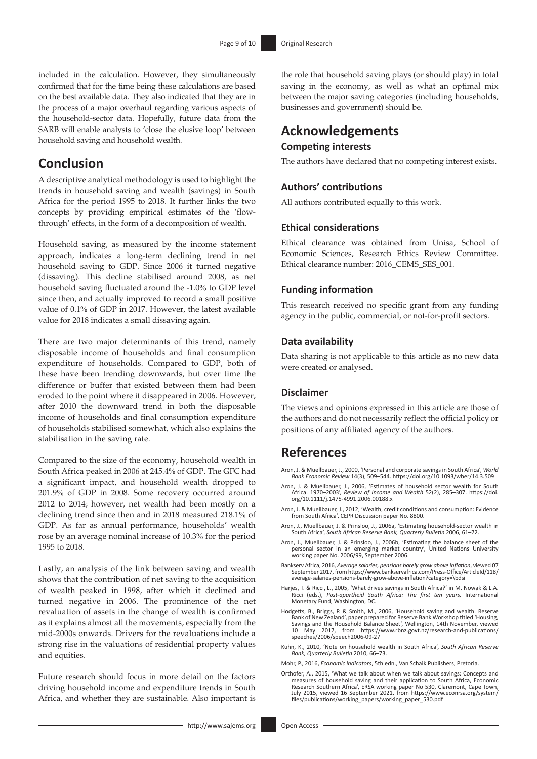included in the calculation. However, they simultaneously confirmed that for the time being these calculations are based on the best available data. They also indicated that they are in the process of a major overhaul regarding various aspects of the household-sector data. Hopefully, future data from the SARB will enable analysts to 'close the elusive loop' between household saving and household wealth.

## Conclusion

A descriptive analytical methodology is used to highlight the trends in household saving and wealth (savings) in South Africa for the period 1995 to 2018. It further links the two concepts by providing empirical estimates of the 'flow-through' effects, in the form of a decomposition of wealth.

Household saving, as measured by the income statement approach, indicates a long-term declining trend in net household saving to GDP. Since 2006 it turned negative (dissaving). This decline stabilised around 2008, as net household saving fluctuated around the -1.0% to GDP level since then, and actually improved to record a small positive value of 0.1% of GDP in 2017. However, the latest available value for 2018 indicates a small dissaving again.

There are two major determinants of this trend, namely disposable income of households and final consumption expenditure of households. Compared to GDP, both of these have been trending downwards, but over time the difference or buffer that existed between them had been eroded to the point where it disappeared in 2006. However, after 2010 the downward trend in both the disposable income of households and final consumption expenditure of households stabilised somewhat, which also explains the stabilisation in the saving rate.

Compared to the size of the economy, household wealth in South Africa peaked in 2006 at 245.4% of GDP. The GFC had a significant impact, and household wealth dropped to 201.9% of GDP in 2008. Some recovery occurred around 2012 to 2014; however, net wealth had been mostly on a declining trend since then and in 2018 measured 218.1% of GDP. As far as annual performance, households' wealth rose by an average nominal increase of 10.3% for the period 1995 to 2018.

Lastly, an analysis of the link between saving and wealth shows that the contribution of net saving to the acquisition of wealth peaked in 1998, after which it declined and turned negative in 2006. The prominence of the net revaluation of assets in the change of wealth is confirmed as it explains almost all the movements, especially from the mid-2000s onwards. Drivers for the revaluations include a strong rise in the valuations of residential property values and equities.

Future research should focus in more detail on the factors driving household income and expenditure trends in South Africa, and whether they are sustainable. Also important is the role that household saving plays (or should play) in total saving in the economy, as well as what an optimal mix between the major saving categories (including households, businesses and government) should be.

## Acknowledgements

### Competing interests

The authors have declared that no competing interest exists.

### Authors' contributions

All authors contributed equally to this work.

### Ethical considerations

Ethical clearance was obtained from Unisa, School of Economic Sciences, Research Ethics Review Committee. Ethical clearance number: 2016_CEMS_SES_001.

### Funding information

This research received no specific grant from any funding agency in the public, commercial, or not-for-profit sectors.

### Data availability

Data sharing is not applicable to this article as no new data were created or analysed.

### Disclaimer

The views and opinions expressed in this article are those of the authors and do not necessarily reflect the official policy or positions of any affiliated agency of the authors.

## References

Aron, J. & Muellbauer, J., 2000, 'Personal and corporate savings in South Africa', *World Bank Economic Review* 14(3), 509–544. https://doi.org/10.1093/wber/14.3.509

Aron, J. & Muellbauer, J., 2006, 'Estimates of household sector wealth for South Africa. 1970–2003', *Review of Income and Wealth* 52(2), 285–307. https://doi.org/10.1111/j.1475-4991.2006.00188.x

Aron, J. & Muellbauer, J., 2012, 'Wealth, credit conditions and consumption: Evidence from South Africa', CEPR Discussion paper No. 8800.

Aron, J., Muellbauer, J. & Prinsloo, J., 2006a, 'Estimating household-sector wealth in South Africa', *South African Reserve Bank, Quarterly Bulletin* 2006, 61–72.

Aron, J., Muellbauer, J. & Prinsloo, J., 2006b, 'Estimating the balance sheet of the personal sector in an emerging market country', United Nations University working paper No. 2006/99, September 2006.

Bankserv Africa, 2016, *Average salaries, pensions barely grow above inflation*, viewed 07 September 2017, from https://www.bankservafrica.com/Press-Office/ArticleId/118/average-salaries-pensions-barely-grow-above-inflation?category=\bdsi

Harjes, T. & Ricci, L., 2005, 'What drives savings in South Africa?' in M. Nowak & L.A. Ricci (eds.), *Post-apartheid South Africa: The first ten years*, International Monetary Fund, Washington, DC.

Hodgetts, B., Briggs, P. & Smith, M., 2006, 'Household saving and wealth. Reserve Bank of New Zealand', paper prepared for Reserve Bank Workshop titled 'Housing, Savings and the Household Balance Sheet', Wellington, 14th November, viewed 10 May 2017, from https://www.rbnz.govt.nz/research-and-publications/speeches/2006/speech2006-09-27

Kuhn, K., 2010, 'Note on household wealth in South Africa', *South African Reserve Bank, Quarterly Bulletin* 2010, 66–73.

Mohr, P., 2016, *Economic indicators*, 5th edn., Van Schaik Publishers, Pretoria.

Orthofer, A., 2015, 'What we talk about when we talk about savings: Concepts and measures of household saving and their application to South Africa, Economic Research Southern Africa', ERSA working paper No 530, Claremont, Cape Town, July 2015, viewed 16 September 2021, from https://www.econrsa.org/system/files/publications/working_papers/working_paper_530.pdf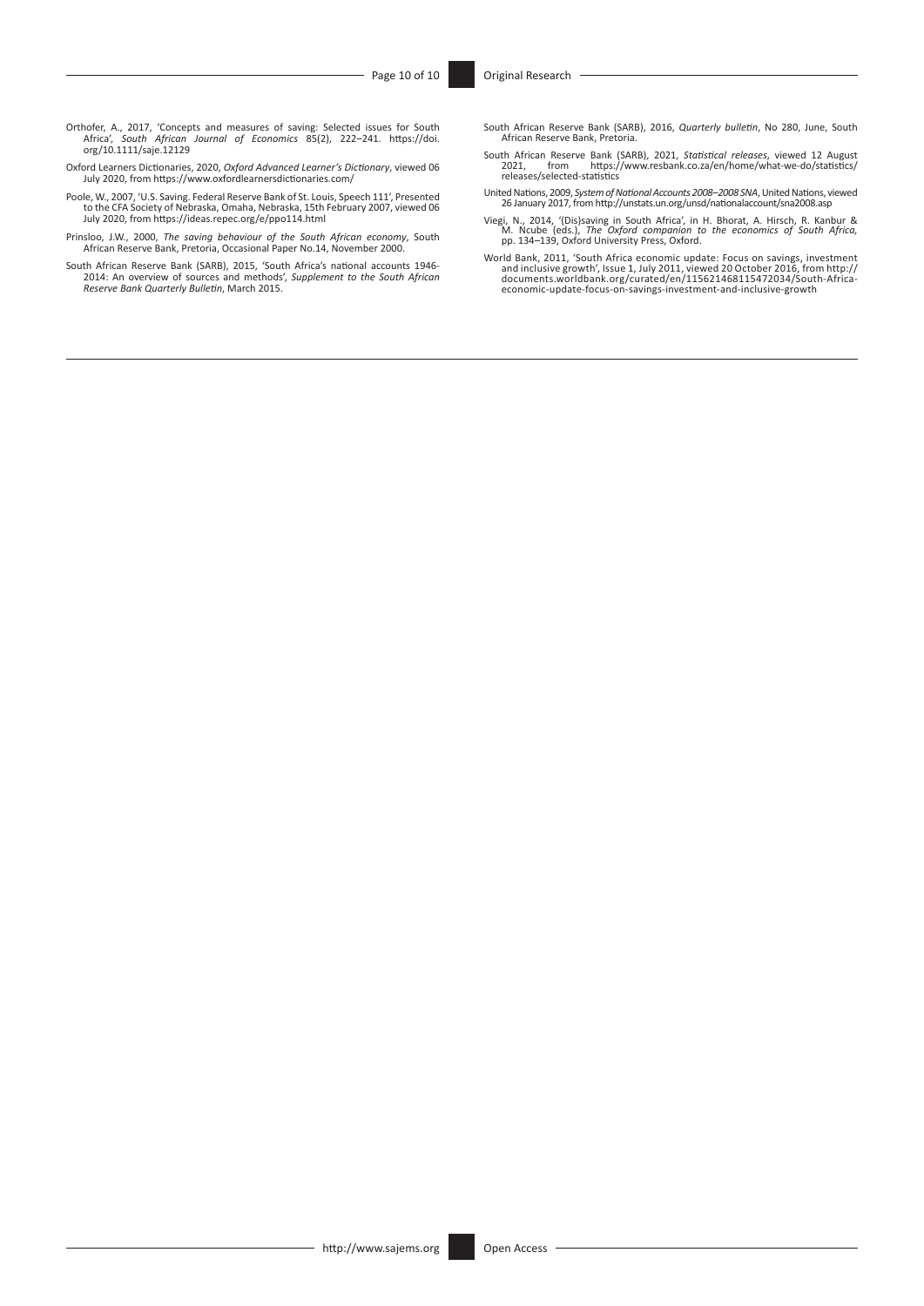Orthofer, A., 2017, 'Concepts and measures of saving: Selected issues for South Africa', *South African Journal of Economics* 85(2), 222–241. https://doi.org/10.1111/saje.12129

Oxford Learners Dictionaries, 2020, *Oxford Advanced Learner's Dictionary*, viewed 06 July 2020, from https://www.oxfordlearnersdictionaries.com/

Poole, W., 2007, 'U.S. Saving. Federal Reserve Bank of St. Louis, Speech 111', Presented to the CFA Society of Nebraska, Omaha, Nebraska, 15th February 2007, viewed 06 July 2020, from https://ideas.repec.org/e/ppo114.html

Prinsloo, J.W., 2000, *The saving behaviour of the South African economy*, South African Reserve Bank, Pretoria, Occasional Paper No.14, November 2000.

South African Reserve Bank (SARB), 2015, 'South Africa's national accounts 1946-2014: An overview of sources and methods', *Supplement to the South African Reserve Bank Quarterly Bulletin*, March 2015.

South African Reserve Bank (SARB), 2016, *Quarterly bulletin*, No 280, June, South African Reserve Bank, Pretoria.

South African Reserve Bank (SARB), 2021, *Statistical releases*, viewed 12 August 2021, from https://www.resbank.co.za/en/home/what-we-do/statistics/releases/selected-statistics

United Nations, 2009, *System of National Accounts 2008–2008 SNA*, United Nations, viewed 26 January 2017, from http://unstats.un.org/unsd/nationalaccount/sna2008.asp

Viegi, N., 2014, '(Dis)saving in South Africa', in H. Bhorat, A. Hirsch, R. Kanbur & M. Ncube (eds.), *The Oxford companion to the economics of South Africa,* pp. 134–139, Oxford University Press, Oxford.

World Bank, 2011, 'South Africa economic update: Focus on savings, investment and inclusive growth', Issue 1, July 2011, viewed 20 October 2016, from http://documents.worldbank.org/curated/en/115621468115472034/South-Africa-economic-update-focus-on-savings-investment-and-inclusive-growth